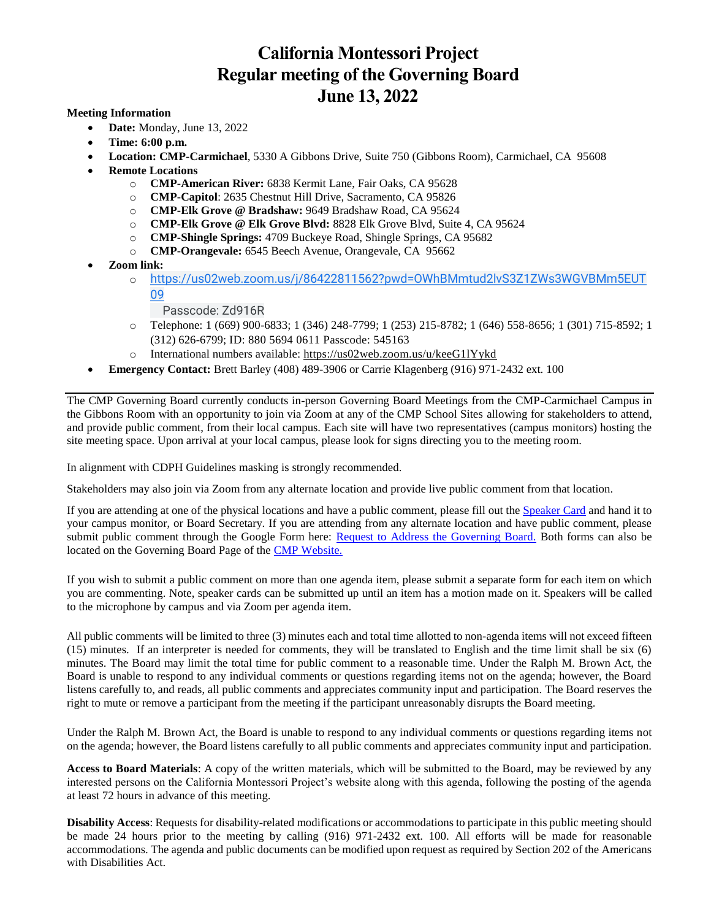# California Montessori Project
# Regular meeting of the Governing Board
# June 13, 2022

**Meeting Information**

- **Date:** Monday, June 13, 2022
- **Time: 6:00 p.m.**
- **Location: CMP-Carmichael**, 5330 A Gibbons Drive, Suite 750 (Gibbons Room), Carmichael, CA 95608
- **Remote Locations**
  - **CMP-American River:** 6838 Kermit Lane, Fair Oaks, CA 95628
  - **CMP-Capitol**: 2635 Chestnut Hill Drive, Sacramento, CA 95826
  - **CMP-Elk Grove @ Bradshaw:** 9649 Bradshaw Road, CA 95624
  - **CMP-Elk Grove @ Elk Grove Blvd:** 8828 Elk Grove Blvd, Suite 4, CA 95624
  - **CMP-Shingle Springs:** 4709 Buckeye Road, Shingle Springs, CA 95682
  - **CMP-Orangevale:** 6545 Beech Avenue, Orangevale, CA 95662
- **Zoom link:**
  - https://us02web.zoom.us/j/86422811562?pwd=OWhBMmtud2lvS3Z1ZWs3WGVBMm5EUT09
    
    Passcode: Zd916R
  - Telephone: 1 (669) 900-6833; 1 (346) 248-7799; 1 (253) 215-8782; 1 (646) 558-8656; 1 (301) 715-8592; 1 (312) 626-6799; ID: 880 5694 0611 Passcode: 545163
  - International numbers available: https://us02web.zoom.us/u/keeG1lYykd
- **Emergency Contact:** Brett Barley (408) 489-3906 or Carrie Klagenberg (916) 971-2432 ext. 100

---

The CMP Governing Board currently conducts in-person Governing Board Meetings from the CMP-Carmichael Campus in the Gibbons Room with an opportunity to join via Zoom at any of the CMP School Sites allowing for stakeholders to attend, and provide public comment, from their local campus. Each site will have two representatives (campus monitors) hosting the site meeting space. Upon arrival at your local campus, please look for signs directing you to the meeting room.

In alignment with CDPH Guidelines masking is strongly recommended.

Stakeholders may also join via Zoom from any alternate location and provide live public comment from that location.

If you are attending at one of the physical locations and have a public comment, please fill out the Speaker Card and hand it to your campus monitor, or Board Secretary. If you are attending from any alternate location and have public comment, please submit public comment through the Google Form here: Request to Address the Governing Board. Both forms can also be located on the Governing Board Page of the CMP Website.

If you wish to submit a public comment on more than one agenda item, please submit a separate form for each item on which you are commenting. Note, speaker cards can be submitted up until an item has a motion made on it. Speakers will be called to the microphone by campus and via Zoom per agenda item.

All public comments will be limited to three (3) minutes each and total time allotted to non-agenda items will not exceed fifteen (15) minutes. If an interpreter is needed for comments, they will be translated to English and the time limit shall be six (6) minutes. The Board may limit the total time for public comment to a reasonable time. Under the Ralph M. Brown Act, the Board is unable to respond to any individual comments or questions regarding items not on the agenda; however, the Board listens carefully to, and reads, all public comments and appreciates community input and participation. The Board reserves the right to mute or remove a participant from the meeting if the participant unreasonably disrupts the Board meeting.

Under the Ralph M. Brown Act, the Board is unable to respond to any individual comments or questions regarding items not on the agenda; however, the Board listens carefully to all public comments and appreciates community input and participation.

**Access to Board Materials**: A copy of the written materials, which will be submitted to the Board, may be reviewed by any interested persons on the California Montessori Project's website along with this agenda, following the posting of the agenda at least 72 hours in advance of this meeting.

**Disability Access**: Requests for disability-related modifications or accommodations to participate in this public meeting should be made 24 hours prior to the meeting by calling (916) 971-2432 ext. 100. All efforts will be made for reasonable accommodations. The agenda and public documents can be modified upon request as required by Section 202 of the Americans with Disabilities Act.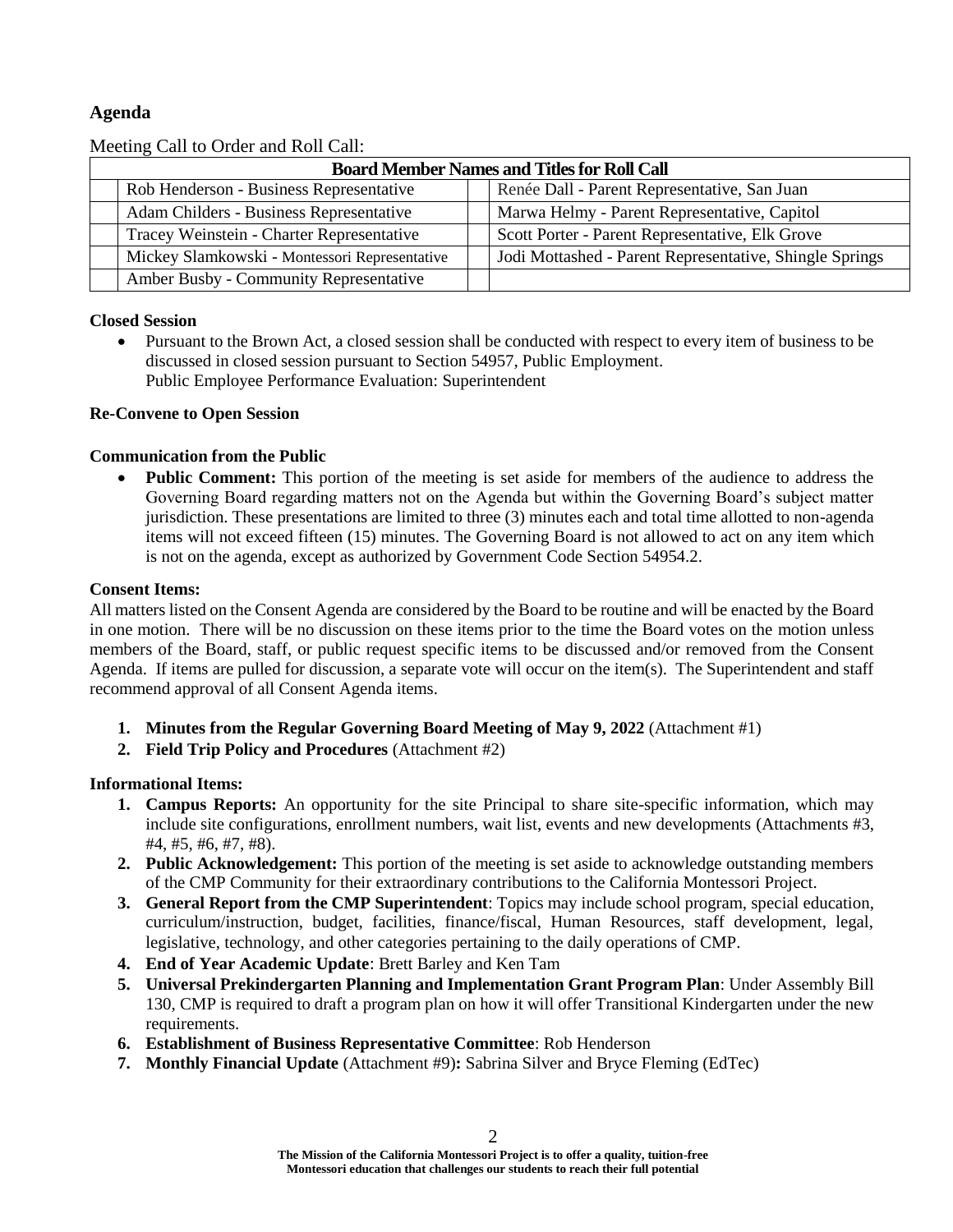## Agenda

Meeting Call to Order and Roll Call:

| Board Member Names and Titles for Roll Call | | | |
|---|---|---|---|
| | Rob Henderson - Business Representative | | Renée Dall - Parent Representative, San Juan |
| | Adam Childers - Business Representative | | Marwa Helmy - Parent Representative, Capitol |
| | Tracey Weinstein - Charter Representative | | Scott Porter - Parent Representative, Elk Grove |
| | Mickey Slamkowski - Montessori Representative | | Jodi Mottashed - Parent Representative, Shingle Springs |
| | Amber Busby - Community Representative | | |

**Closed Session**

- Pursuant to the Brown Act, a closed session shall be conducted with respect to every item of business to be discussed in closed session pursuant to Section 54957, Public Employment.
  Public Employee Performance Evaluation: Superintendent

**Re-Convene to Open Session**

**Communication from the Public**

- **Public Comment:** This portion of the meeting is set aside for members of the audience to address the Governing Board regarding matters not on the Agenda but within the Governing Board's subject matter jurisdiction. These presentations are limited to three (3) minutes each and total time allotted to non-agenda items will not exceed fifteen (15) minutes. The Governing Board is not allowed to act on any item which is not on the agenda, except as authorized by Government Code Section 54954.2.

**Consent Items:**

All matters listed on the Consent Agenda are considered by the Board to be routine and will be enacted by the Board in one motion. There will be no discussion on these items prior to the time the Board votes on the motion unless members of the Board, staff, or public request specific items to be discussed and/or removed from the Consent Agenda. If items are pulled for discussion, a separate vote will occur on the item(s). The Superintendent and staff recommend approval of all Consent Agenda items.

1. **Minutes from the Regular Governing Board Meeting of May 9, 2022** (Attachment #1)
2. **Field Trip Policy and Procedures** (Attachment #2)

**Informational Items:**

1. **Campus Reports:** An opportunity for the site Principal to share site-specific information, which may include site configurations, enrollment numbers, wait list, events and new developments (Attachments #3, #4, #5, #6, #7, #8).
2. **Public Acknowledgement:** This portion of the meeting is set aside to acknowledge outstanding members of the CMP Community for their extraordinary contributions to the California Montessori Project.
3. **General Report from the CMP Superintendent**: Topics may include school program, special education, curriculum/instruction, budget, facilities, finance/fiscal, Human Resources, staff development, legal, legislative, technology, and other categories pertaining to the daily operations of CMP.
4. **End of Year Academic Update**: Brett Barley and Ken Tam
5. **Universal Prekindergarten Planning and Implementation Grant Program Plan**: Under Assembly Bill 130, CMP is required to draft a program plan on how it will offer Transitional Kindergarten under the new requirements.
6. **Establishment of Business Representative Committee**: Rob Henderson
7. **Monthly Financial Update** (Attachment #9)**:** Sabrina Silver and Bryce Fleming (EdTec)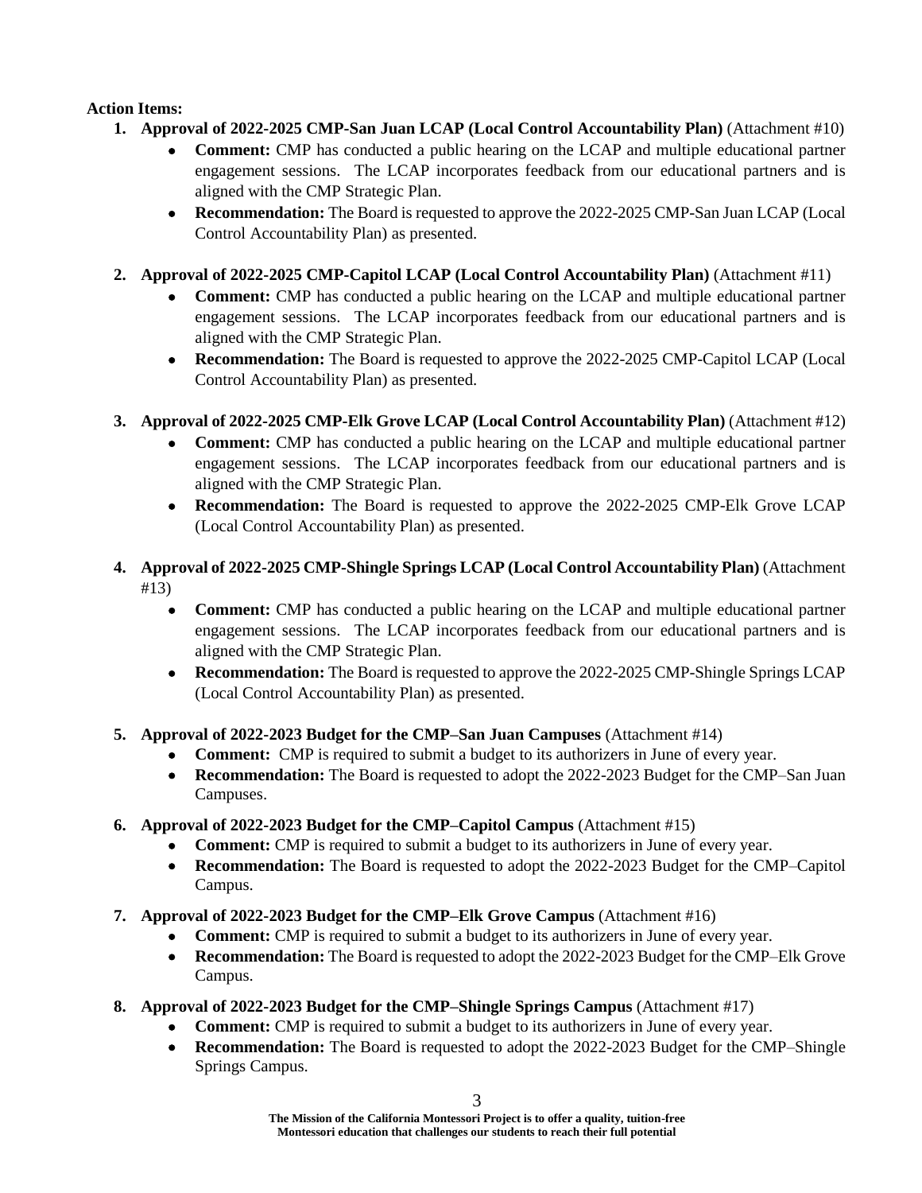**Action Items:**

1. **Approval of 2022-2025 CMP-San Juan LCAP (Local Control Accountability Plan)** (Attachment #10)
   - **Comment:** CMP has conducted a public hearing on the LCAP and multiple educational partner engagement sessions. The LCAP incorporates feedback from our educational partners and is aligned with the CMP Strategic Plan.
   - **Recommendation:** The Board is requested to approve the 2022-2025 CMP-San Juan LCAP (Local Control Accountability Plan) as presented.

2. **Approval of 2022-2025 CMP-Capitol LCAP (Local Control Accountability Plan)** (Attachment #11)
   - **Comment:** CMP has conducted a public hearing on the LCAP and multiple educational partner engagement sessions. The LCAP incorporates feedback from our educational partners and is aligned with the CMP Strategic Plan.
   - **Recommendation:** The Board is requested to approve the 2022-2025 CMP-Capitol LCAP (Local Control Accountability Plan) as presented.

3. **Approval of 2022-2025 CMP-Elk Grove LCAP (Local Control Accountability Plan)** (Attachment #12)
   - **Comment:** CMP has conducted a public hearing on the LCAP and multiple educational partner engagement sessions. The LCAP incorporates feedback from our educational partners and is aligned with the CMP Strategic Plan.
   - **Recommendation:** The Board is requested to approve the 2022-2025 CMP-Elk Grove LCAP (Local Control Accountability Plan) as presented.

4. **Approval of 2022-2025 CMP-Shingle Springs LCAP (Local Control Accountability Plan)** (Attachment #13)
   - **Comment:** CMP has conducted a public hearing on the LCAP and multiple educational partner engagement sessions. The LCAP incorporates feedback from our educational partners and is aligned with the CMP Strategic Plan.
   - **Recommendation:** The Board is requested to approve the 2022-2025 CMP-Shingle Springs LCAP (Local Control Accountability Plan) as presented.

5. **Approval of 2022-2023 Budget for the CMP–San Juan Campuses** (Attachment #14)
   - **Comment:** CMP is required to submit a budget to its authorizers in June of every year.
   - **Recommendation:** The Board is requested to adopt the 2022-2023 Budget for the CMP–San Juan Campuses.

6. **Approval of 2022-2023 Budget for the CMP–Capitol Campus** (Attachment #15)
   - **Comment:** CMP is required to submit a budget to its authorizers in June of every year.
   - **Recommendation:** The Board is requested to adopt the 2022-2023 Budget for the CMP–Capitol Campus.

7. **Approval of 2022-2023 Budget for the CMP–Elk Grove Campus** (Attachment #16)
   - **Comment:** CMP is required to submit a budget to its authorizers in June of every year.
   - **Recommendation:** The Board is requested to adopt the 2022-2023 Budget for the CMP–Elk Grove Campus.

8. **Approval of 2022-2023 Budget for the CMP–Shingle Springs Campus** (Attachment #17)
   - **Comment:** CMP is required to submit a budget to its authorizers in June of every year.
   - **Recommendation:** The Board is requested to adopt the 2022-2023 Budget for the CMP–Shingle Springs Campus.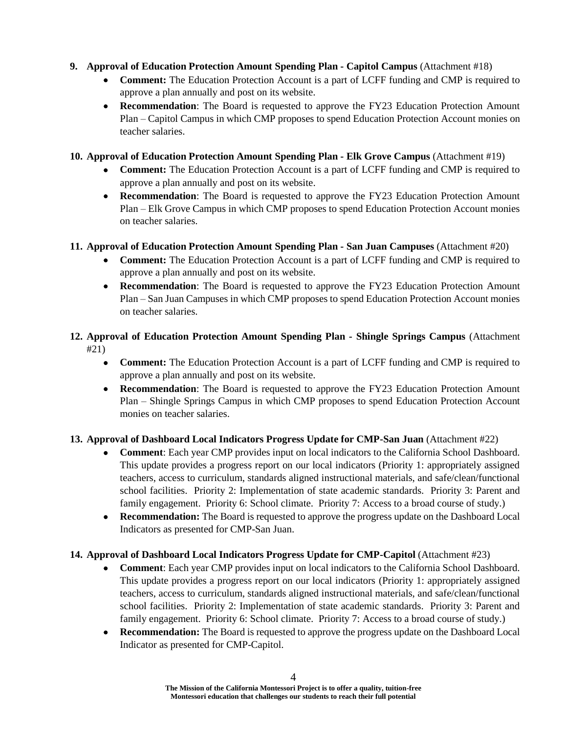9. **Approval of Education Protection Amount Spending Plan - Capitol Campus** (Attachment #18)
    - **Comment:** The Education Protection Account is a part of LCFF funding and CMP is required to approve a plan annually and post on its website.
    - **Recommendation**: The Board is requested to approve the FY23 Education Protection Amount Plan – Capitol Campus in which CMP proposes to spend Education Protection Account monies on teacher salaries.

10. **Approval of Education Protection Amount Spending Plan - Elk Grove Campus** (Attachment #19)
    - **Comment:** The Education Protection Account is a part of LCFF funding and CMP is required to approve a plan annually and post on its website.
    - **Recommendation**: The Board is requested to approve the FY23 Education Protection Amount Plan – Elk Grove Campus in which CMP proposes to spend Education Protection Account monies on teacher salaries.

11. **Approval of Education Protection Amount Spending Plan - San Juan Campuses** (Attachment #20)
    - **Comment:** The Education Protection Account is a part of LCFF funding and CMP is required to approve a plan annually and post on its website.
    - **Recommendation**: The Board is requested to approve the FY23 Education Protection Amount Plan – San Juan Campuses in which CMP proposes to spend Education Protection Account monies on teacher salaries.

12. **Approval of Education Protection Amount Spending Plan - Shingle Springs Campus** (Attachment #21)
    - **Comment:** The Education Protection Account is a part of LCFF funding and CMP is required to approve a plan annually and post on its website.
    - **Recommendation**: The Board is requested to approve the FY23 Education Protection Amount Plan – Shingle Springs Campus in which CMP proposes to spend Education Protection Account monies on teacher salaries.

13. **Approval of Dashboard Local Indicators Progress Update for CMP-San Juan** (Attachment #22)
    - **Comment**: Each year CMP provides input on local indicators to the California School Dashboard. This update provides a progress report on our local indicators (Priority 1: appropriately assigned teachers, access to curriculum, standards aligned instructional materials, and safe/clean/functional school facilities. Priority 2: Implementation of state academic standards. Priority 3: Parent and family engagement. Priority 6: School climate. Priority 7: Access to a broad course of study.)
    - **Recommendation:** The Board is requested to approve the progress update on the Dashboard Local Indicators as presented for CMP-San Juan.

14. **Approval of Dashboard Local Indicators Progress Update for CMP-Capitol** (Attachment #23)
    - **Comment**: Each year CMP provides input on local indicators to the California School Dashboard. This update provides a progress report on our local indicators (Priority 1: appropriately assigned teachers, access to curriculum, standards aligned instructional materials, and safe/clean/functional school facilities. Priority 2: Implementation of state academic standards. Priority 3: Parent and family engagement. Priority 6: School climate. Priority 7: Access to a broad course of study.)
    - **Recommendation:** The Board is requested to approve the progress update on the Dashboard Local Indicator as presented for CMP-Capitol.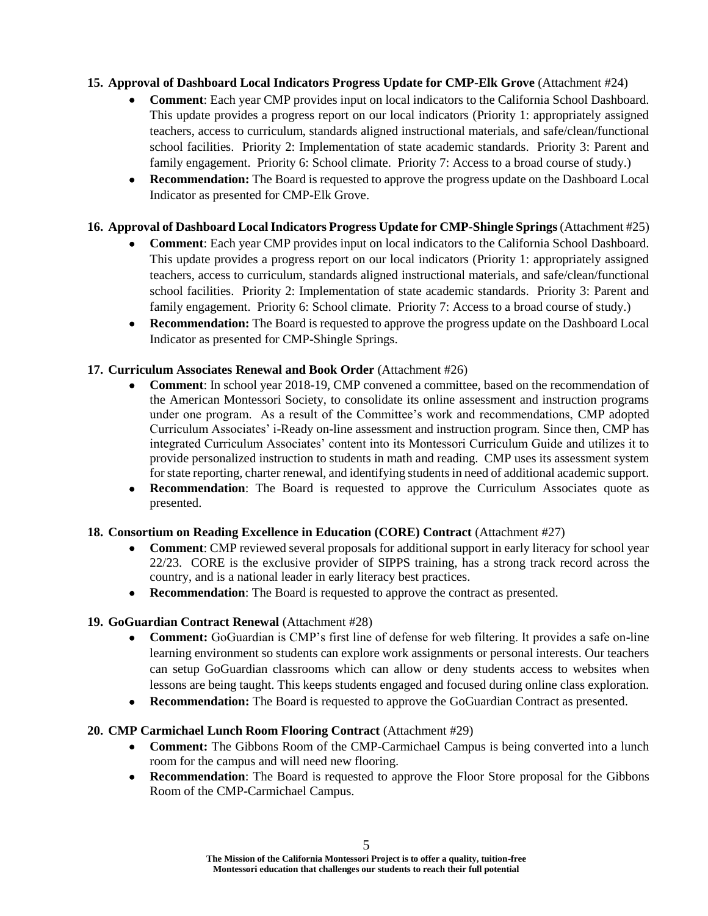15. **Approval of Dashboard Local Indicators Progress Update for CMP-Elk Grove** (Attachment #24)
    - **Comment**: Each year CMP provides input on local indicators to the California School Dashboard. This update provides a progress report on our local indicators (Priority 1: appropriately assigned teachers, access to curriculum, standards aligned instructional materials, and safe/clean/functional school facilities. Priority 2: Implementation of state academic standards. Priority 3: Parent and family engagement. Priority 6: School climate. Priority 7: Access to a broad course of study.)
    - **Recommendation:** The Board is requested to approve the progress update on the Dashboard Local Indicator as presented for CMP-Elk Grove.

16. **Approval of Dashboard Local Indicators Progress Update for CMP-Shingle Springs** (Attachment #25)
    - **Comment**: Each year CMP provides input on local indicators to the California School Dashboard. This update provides a progress report on our local indicators (Priority 1: appropriately assigned teachers, access to curriculum, standards aligned instructional materials, and safe/clean/functional school facilities. Priority 2: Implementation of state academic standards. Priority 3: Parent and family engagement. Priority 6: School climate. Priority 7: Access to a broad course of study.)
    - **Recommendation:** The Board is requested to approve the progress update on the Dashboard Local Indicator as presented for CMP-Shingle Springs.

17. **Curriculum Associates Renewal and Book Order** (Attachment #26)
    - **Comment**: In school year 2018-19, CMP convened a committee, based on the recommendation of the American Montessori Society, to consolidate its online assessment and instruction programs under one program. As a result of the Committee's work and recommendations, CMP adopted Curriculum Associates' i-Ready on-line assessment and instruction program. Since then, CMP has integrated Curriculum Associates' content into its Montessori Curriculum Guide and utilizes it to provide personalized instruction to students in math and reading. CMP uses its assessment system for state reporting, charter renewal, and identifying students in need of additional academic support.
    - **Recommendation**: The Board is requested to approve the Curriculum Associates quote as presented.

18. **Consortium on Reading Excellence in Education (CORE) Contract** (Attachment #27)
    - **Comment**: CMP reviewed several proposals for additional support in early literacy for school year 22/23. CORE is the exclusive provider of SIPPS training, has a strong track record across the country, and is a national leader in early literacy best practices.
    - **Recommendation**: The Board is requested to approve the contract as presented.

19. **GoGuardian Contract Renewal** (Attachment #28)
    - **Comment:** GoGuardian is CMP's first line of defense for web filtering. It provides a safe on-line learning environment so students can explore work assignments or personal interests. Our teachers can setup GoGuardian classrooms which can allow or deny students access to websites when lessons are being taught. This keeps students engaged and focused during online class exploration.
    - **Recommendation:** The Board is requested to approve the GoGuardian Contract as presented.

20. **CMP Carmichael Lunch Room Flooring Contract** (Attachment #29)
    - **Comment:** The Gibbons Room of the CMP-Carmichael Campus is being converted into a lunch room for the campus and will need new flooring.
    - **Recommendation**: The Board is requested to approve the Floor Store proposal for the Gibbons Room of the CMP-Carmichael Campus.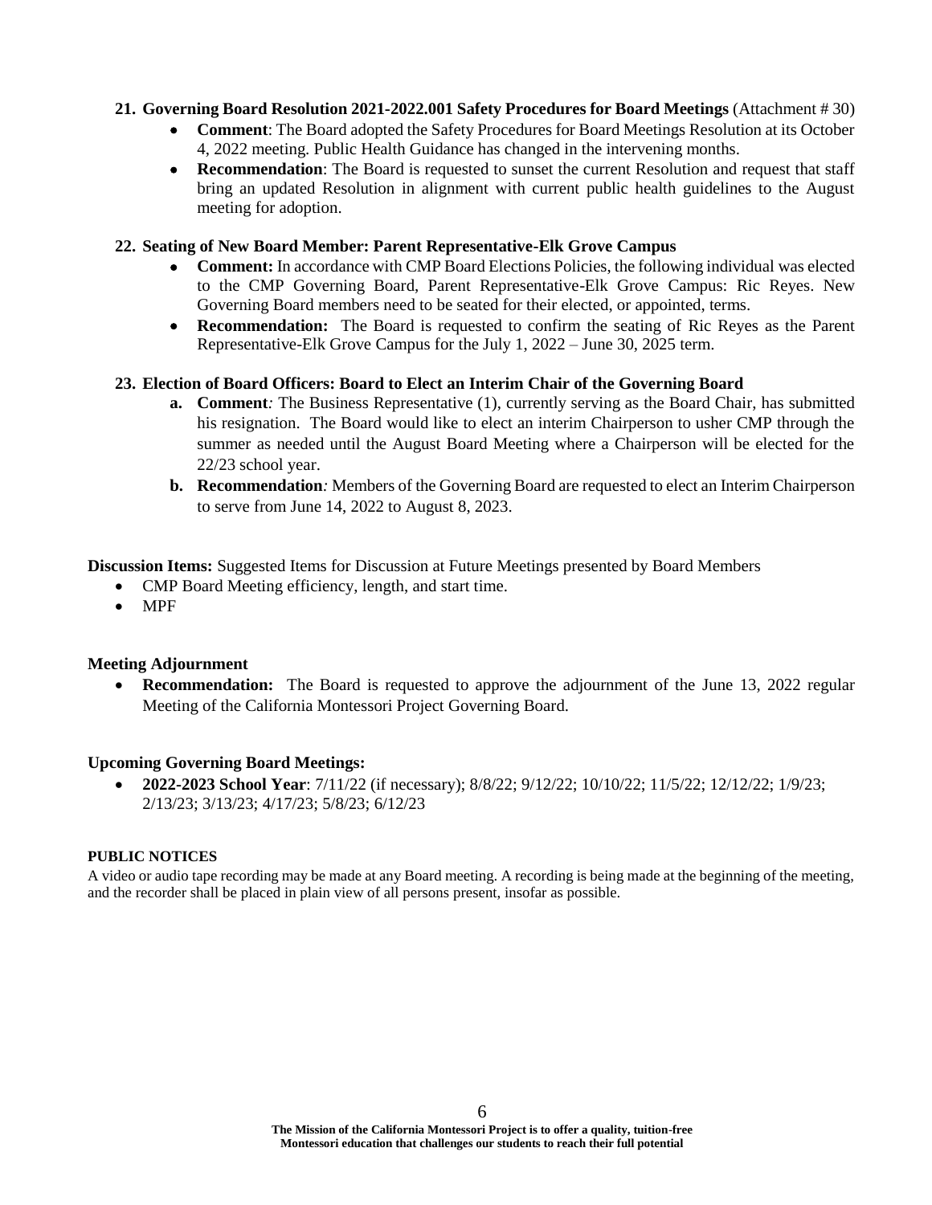21. **Governing Board Resolution 2021-2022.001 Safety Procedures for Board Meetings** (Attachment # 30)
    - **Comment**: The Board adopted the Safety Procedures for Board Meetings Resolution at its October 4, 2022 meeting. Public Health Guidance has changed in the intervening months.
    - **Recommendation**: The Board is requested to sunset the current Resolution and request that staff bring an updated Resolution in alignment with current public health guidelines to the August meeting for adoption.

22. **Seating of New Board Member: Parent Representative-Elk Grove Campus**
    - **Comment:** In accordance with CMP Board Elections Policies, the following individual was elected to the CMP Governing Board, Parent Representative-Elk Grove Campus: Ric Reyes. New Governing Board members need to be seated for their elected, or appointed, terms.
    - **Recommendation:** The Board is requested to confirm the seating of Ric Reyes as the Parent Representative-Elk Grove Campus for the July 1, 2022 – June 30, 2025 term.

23. **Election of Board Officers: Board to Elect an Interim Chair of the Governing Board**
    - **a. Comment***:* The Business Representative (1), currently serving as the Board Chair, has submitted his resignation. The Board would like to elect an interim Chairperson to usher CMP through the summer as needed until the August Board Meeting where a Chairperson will be elected for the 22/23 school year.
    - **b. Recommendation***:* Members of the Governing Board are requested to elect an Interim Chairperson to serve from June 14, 2022 to August 8, 2023.

**Discussion Items:** Suggested Items for Discussion at Future Meetings presented by Board Members

- CMP Board Meeting efficiency, length, and start time.
- MPF

**Meeting Adjournment**

- **Recommendation:** The Board is requested to approve the adjournment of the June 13, 2022 regular Meeting of the California Montessori Project Governing Board.

**Upcoming Governing Board Meetings:**

- **2022-2023 School Year**: 7/11/22 (if necessary); 8/8/22; 9/12/22; 10/10/22; 11/5/22; 12/12/22; 1/9/23; 2/13/23; 3/13/23; 4/17/23; 5/8/23; 6/12/23

**PUBLIC NOTICES**

A video or audio tape recording may be made at any Board meeting. A recording is being made at the beginning of the meeting, and the recorder shall be placed in plain view of all persons present, insofar as possible.

**The Mission of the California Montessori Project is to offer a quality, tuition-free Montessori education that challenges our students to reach their full potential**